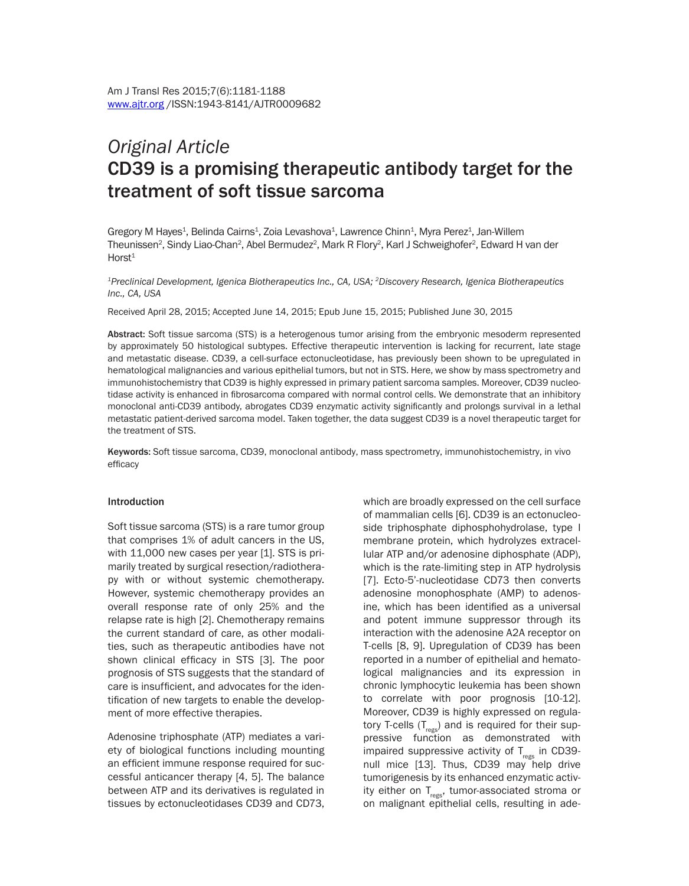Original Article

# CD39 is a promising therapeutic antibody target for the treatment of soft tissue sarcoma

Gregory M Hayes[1], Belinda Cairns[1], Zoia Levashova[1], Lawrence Chinn[1], Myra Perez[1], Jan-Willem Theunissen[2], Sindy Liao-Chan[2], Abel Bermudez[2], Mark R Flory[2], Karl J Schweighofer[2], Edward H van der Horst[1]

*[1]Preclinical Development, Igenica Biotherapeutics Inc., CA, USA; [2]Discovery Research, Igenica Biotherapeutics Inc., CA, USA*

Received April 28, 2015; Accepted June 14, 2015; Epub June 15, 2015; Published June 30, 2015

**Abstract:** Soft tissue sarcoma (STS) is a heterogenous tumor arising from the embryonic mesoderm represented by approximately 50 histological subtypes. Effective therapeutic intervention is lacking for recurrent, late stage and metastatic disease. CD39, a cell-surface ectonucleotidase, has previously been shown to be upregulated in hematological malignancies and various epithelial tumors, but not in STS. Here, we show by mass spectrometry and immunohistochemistry that CD39 is highly expressed in primary patient sarcoma samples. Moreover, CD39 nucleotidase activity is enhanced in fibrosarcoma compared with normal control cells. We demonstrate that an inhibitory monoclonal anti-CD39 antibody, abrogates CD39 enzymatic activity significantly and prolongs survival in a lethal metastatic patient-derived sarcoma model. Taken together, the data suggest CD39 is a novel therapeutic target for the treatment of STS.

**Keywords:** Soft tissue sarcoma, CD39, monoclonal antibody, mass spectrometry, immunohistochemistry, in vivo efficacy

## Introduction

Soft tissue sarcoma (STS) is a rare tumor group that comprises 1% of adult cancers in the US, with 11,000 new cases per year [1]. STS is primarily treated by surgical resection/radiotherapy with or without systemic chemotherapy. However, systemic chemotherapy provides an overall response rate of only 25% and the relapse rate is high [2]. Chemotherapy remains the current standard of care, as other modalities, such as therapeutic antibodies have not shown clinical efficacy in STS [3]. The poor prognosis of STS suggests that the standard of care is insufficient, and advocates for the identification of new targets to enable the development of more effective therapies.

Adenosine triphosphate (ATP) mediates a variety of biological functions including mounting an efficient immune response required for successful anticancer therapy [4, 5]. The balance between ATP and its derivatives is regulated in tissues by ectonucleotidases CD39 and CD73, which are broadly expressed on the cell surface of mammalian cells [6]. CD39 is an ectonucleoside triphosphate diphosphohydrolase, type I membrane protein, which hydrolyzes extracellular ATP and/or adenosine diphosphate (ADP), which is the rate-limiting step in ATP hydrolysis [7]. Ecto-5'-nucleotidase CD73 then converts adenosine monophosphate (AMP) to adenosine, which has been identified as a universal and potent immune suppressor through its interaction with the adenosine A2A receptor on T-cells [8, 9]. Upregulation of CD39 has been reported in a number of epithelial and hematological malignancies and its expression in chronic lymphocytic leukemia has been shown to correlate with poor prognosis [10-12]. Moreover, CD39 is highly expressed on regulatory T-cells ($T_{regs}$) and is required for their suppressive function as demonstrated with impaired suppressive activity of $T_{regs}$ in CD39-null mice [13]. Thus, CD39 may help drive tumorigenesis by its enhanced enzymatic activity either on $T_{regs}$, tumor-associated stroma or on malignant epithelial cells, resulting in ade-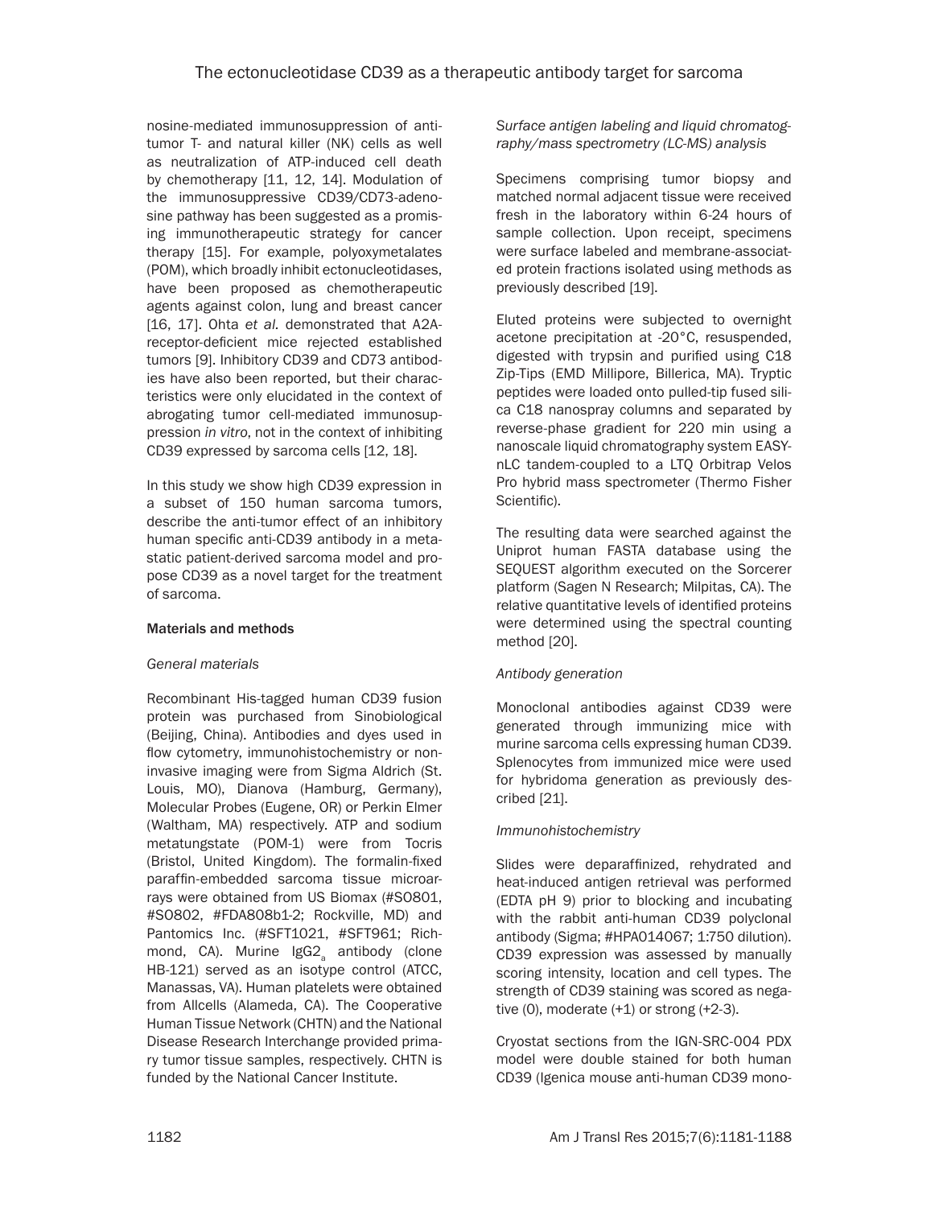nosine-mediated immunosuppression of anti-tumor T- and natural killer (NK) cells as well as neutralization of ATP-induced cell death by chemotherapy [11, 12, 14]. Modulation of the immunosuppressive CD39/CD73-adenosine pathway has been suggested as a promising immunotherapeutic strategy for cancer therapy [15]. For example, polyoxymetalates (POM), which broadly inhibit ectonucleotidases, have been proposed as chemotherapeutic agents against colon, lung and breast cancer [16, 17]. Ohta *et al.* demonstrated that A2A-receptor-deficient mice rejected established tumors [9]. Inhibitory CD39 and CD73 antibodies have also been reported, but their characteristics were only elucidated in the context of abrogating tumor cell-mediated immunosuppression *in vitro*, not in the context of inhibiting CD39 expressed by sarcoma cells [12, 18].

In this study we show high CD39 expression in a subset of 150 human sarcoma tumors, describe the anti-tumor effect of an inhibitory human specific anti-CD39 antibody in a metastatic patient-derived sarcoma model and propose CD39 as a novel target for the treatment of sarcoma.

## Materials and methods

### *General materials*

Recombinant His-tagged human CD39 fusion protein was purchased from Sinobiological (Beijing, China). Antibodies and dyes used in flow cytometry, immunohistochemistry or non-invasive imaging were from Sigma Aldrich (St. Louis, MO), Dianova (Hamburg, Germany), Molecular Probes (Eugene, OR) or Perkin Elmer (Waltham, MA) respectively. ATP and sodium metatungstate (POM-1) were from Tocris (Bristol, United Kingdom). The formalin-fixed paraffin-embedded sarcoma tissue microarrays were obtained from US Biomax (#SO801, #SO802, #FDA808b1-2; Rockville, MD) and Pantomics Inc. (#SFT1021, #SFT961; Richmond, CA). Murine $IgG2_a$ antibody (clone HB-121) served as an isotype control (ATCC, Manassas, VA). Human platelets were obtained from Allcells (Alameda, CA). The Cooperative Human Tissue Network (CHTN) and the National Disease Research Interchange provided primary tumor tissue samples, respectively. CHTN is funded by the National Cancer Institute.

### *Surface antigen labeling and liquid chromatography/mass spectrometry (LC-MS) analysis*

Specimens comprising tumor biopsy and matched normal adjacent tissue were received fresh in the laboratory within 6-24 hours of sample collection. Upon receipt, specimens were surface labeled and membrane-associated protein fractions isolated using methods as previously described [19].

Eluted proteins were subjected to overnight acetone precipitation at -20°C, resuspended, digested with trypsin and purified using C18 Zip-Tips (EMD Millipore, Billerica, MA). Tryptic peptides were loaded onto pulled-tip fused silica C18 nanospray columns and separated by reverse-phase gradient for 220 min using a nanoscale liquid chromatography system EASY-nLC tandem-coupled to a LTQ Orbitrap Velos Pro hybrid mass spectrometer (Thermo Fisher Scientific).

The resulting data were searched against the Uniprot human FASTA database using the SEQUEST algorithm executed on the Sorcerer platform (Sagen N Research; Milpitas, CA). The relative quantitative levels of identified proteins were determined using the spectral counting method [20].

### *Antibody generation*

Monoclonal antibodies against CD39 were generated through immunizing mice with murine sarcoma cells expressing human CD39. Splenocytes from immunized mice were used for hybridoma generation as previously described [21].

### *Immunohistochemistry*

Slides were deparaffinized, rehydrated and heat-induced antigen retrieval was performed (EDTA pH 9) prior to blocking and incubating with the rabbit anti-human CD39 polyclonal antibody (Sigma; #HPA014067; 1:750 dilution). CD39 expression was assessed by manually scoring intensity, location and cell types. The strength of CD39 staining was scored as negative (0), moderate (+1) or strong (+2-3).

Cryostat sections from the IGN-SRC-004 PDX model were double stained for both human CD39 (Igenica mouse anti-human CD39 mono-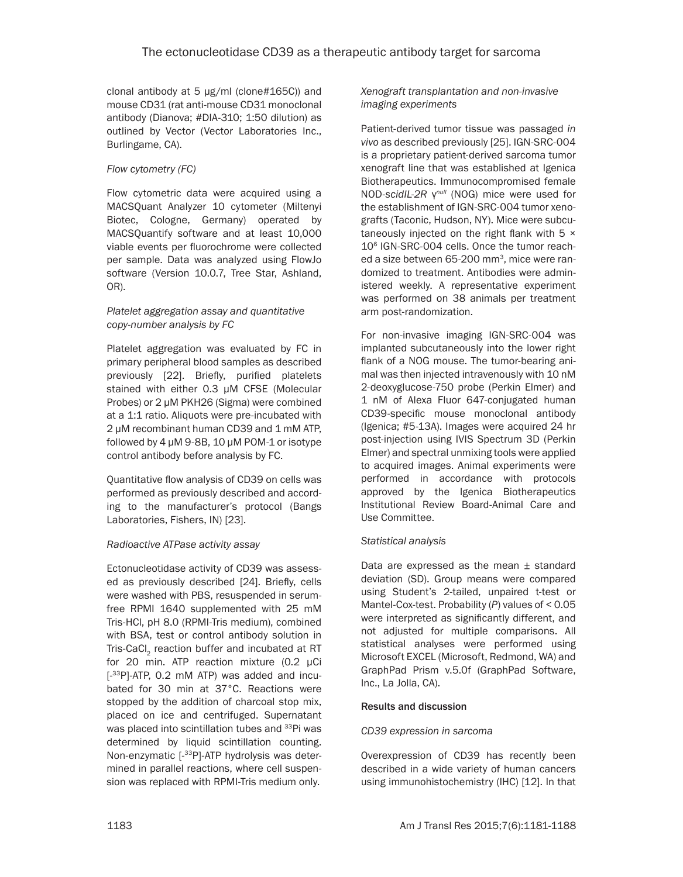clonal antibody at 5 μg/ml (clone#165C)) and mouse CD31 (rat anti-mouse CD31 monoclonal antibody (Dianova; #DIA-310; 1:50 dilution) as outlined by Vector (Vector Laboratories Inc., Burlingame, CA).

*Flow cytometry (FC)*

Flow cytometric data were acquired using a MACSQuant Analyzer 10 cytometer (Miltenyi Biotec, Cologne, Germany) operated by MACSQuantify software and at least 10,000 viable events per fluorochrome were collected per sample. Data was analyzed using FlowJo software (Version 10.0.7, Tree Star, Ashland, OR).

*Platelet aggregation assay and quantitative copy-number analysis by FC*

Platelet aggregation was evaluated by FC in primary peripheral blood samples as described previously [22]. Briefly, purified platelets stained with either 0.3 μM CFSE (Molecular Probes) or 2 μM PKH26 (Sigma) were combined at a 1:1 ratio. Aliquots were pre-incubated with 2 μM recombinant human CD39 and 1 mM ATP, followed by 4 μM 9-8B, 10 μM POM-1 or isotype control antibody before analysis by FC.

Quantitative flow analysis of CD39 on cells was performed as previously described and according to the manufacturer's protocol (Bangs Laboratories, Fishers, IN) [23].

*Radioactive ATPase activity assay*

Ectonucleotidase activity of CD39 was assessed as previously described [24]. Briefly, cells were washed with PBS, resuspended in serum-free RPMI 1640 supplemented with 25 mM Tris-HCl, pH 8.0 (RPMI-Tris medium), combined with BSA, test or control antibody solution in Tris-$CaCl_2$ reaction buffer and incubated at RT for 20 min. ATP reaction mixture (0.2 μCi [-$^{33}$P]-ATP, 0.2 mM ATP) was added and incubated for 30 min at 37°C. Reactions were stopped by the addition of charcoal stop mix, placed on ice and centrifuged. Supernatant was placed into scintillation tubes and $^{33}$Pi was determined by liquid scintillation counting. Non-enzymatic [-$^{33}$P]-ATP hydrolysis was determined in parallel reactions, where cell suspension was replaced with RPMI-Tris medium only.

*Xenograft transplantation and non-invasive imaging experiments*

Patient-derived tumor tissue was passaged *in vivo* as described previously [25]. IGN-SRC-004 is a proprietary patient-derived sarcoma tumor xenograft line that was established at Igenica Biotherapeutics. Immunocompromised female NOD-*scidIL-2R* $\gamma^{null}$ (NOG) mice were used for the establishment of IGN-SRC-004 tumor xenografts (Taconic, Hudson, NY). Mice were subcutaneously injected on the right flank with $5 \times 10^6$ IGN-SRC-004 cells. Once the tumor reached a size between 65-200 $mm^3$, mice were randomized to treatment. Antibodies were administered weekly. A representative experiment was performed on 38 animals per treatment arm post-randomization.

For non-invasive imaging IGN-SRC-004 was implanted subcutaneously into the lower right flank of a NOG mouse. The tumor-bearing animal was then injected intravenously with 10 nM 2-deoxyglucose-750 probe (Perkin Elmer) and 1 nM of Alexa Fluor 647-conjugated human CD39-specific mouse monoclonal antibody (Igenica; #5-13A). Images were acquired 24 hr post-injection using IVIS Spectrum 3D (Perkin Elmer) and spectral unmixing tools were applied to acquired images. Animal experiments were performed in accordance with protocols approved by the Igenica Biotherapeutics Institutional Review Board-Animal Care and Use Committee.

*Statistical analysis*

Data are expressed as the mean ± standard deviation (SD). Group means were compared using Student's 2-tailed, unpaired t-test or Mantel-Cox-test. Probability (*P*) values of $< 0.05$ were interpreted as significantly different, and not adjusted for multiple comparisons. All statistical analyses were performed using Microsoft EXCEL (Microsoft, Redmond, WA) and GraphPad Prism v.5.0f (GraphPad Software, Inc., La Jolla, CA).

## Results and discussion

*CD39 expression in sarcoma*

Overexpression of CD39 has recently been described in a wide variety of human cancers using immunohistochemistry (IHC) [12]. In that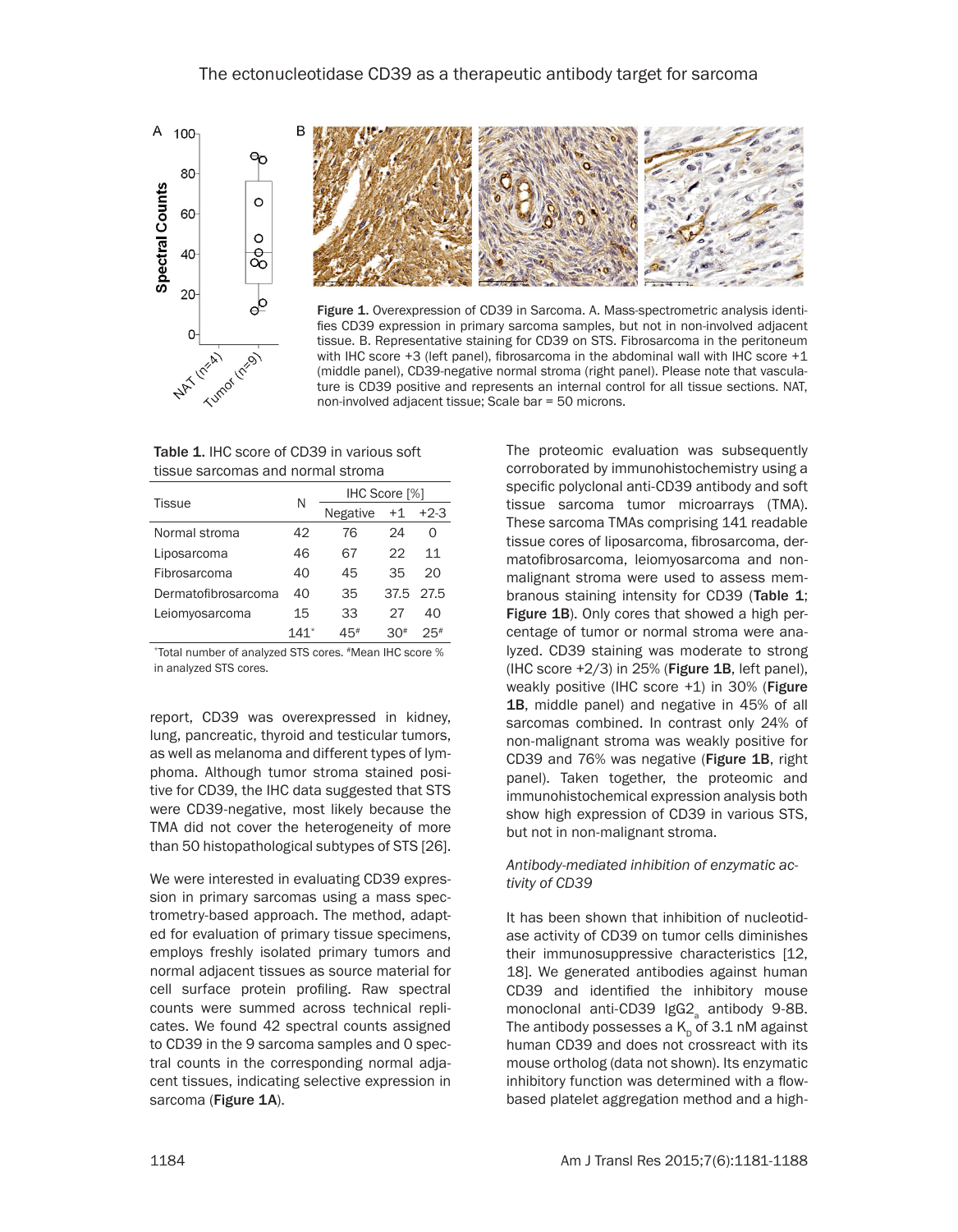Figure 1. Overexpression of CD39 in Sarcoma. A. Mass-spectrometric analysis identifies CD39 expression in primary sarcoma samples, but not in non-involved adjacent tissue. B. Representative staining for CD39 on STS. Fibrosarcoma in the peritoneum with IHC score +3 (left panel), fibrosarcoma in the abdominal wall with IHC score +1 (middle panel), CD39-negative normal stroma (right panel). Please note that vasculature is CD39 positive and represents an internal control for all tissue sections. NAT, non-involved adjacent tissue; Scale bar = 50 microns.

Table 1. IHC score of CD39 in various soft tissue sarcomas and normal stroma

| Tissue | N | IHC Score [%] | | |
|---|---|---|---|---|
| | | Negative | +1 | +2-3 |
| Normal stroma | 42 | 76 | 24 | 0 |
| Liposarcoma | 46 | 67 | 22 | 11 |
| Fibrosarcoma | 40 | 45 | 35 | 20 |
| Dermatofibrosarcoma | 40 | 35 | 37.5 | 27.5 |
| Leiomyosarcoma | 15 | 33 | 27 | 40 |
| | 141* | 45# | 30# | 25# |

*Total number of analyzed STS cores. #Mean IHC score % in analyzed STS cores.

report, CD39 was overexpressed in kidney, lung, pancreatic, thyroid and testicular tumors, as well as melanoma and different types of lymphoma. Although tumor stroma stained positive for CD39, the IHC data suggested that STS were CD39-negative, most likely because the TMA did not cover the heterogeneity of more than 50 histopathological subtypes of STS [26].

We were interested in evaluating CD39 expression in primary sarcomas using a mass spectrometry-based approach. The method, adapted for evaluation of primary tissue specimens, employs freshly isolated primary tumors and normal adjacent tissues as source material for cell surface protein profiling. Raw spectral counts were summed across technical replicates. We found 42 spectral counts assigned to CD39 in the 9 sarcoma samples and 0 spectral counts in the corresponding normal adjacent tissues, indicating selective expression in sarcoma (**Figure 1A**).

The proteomic evaluation was subsequently corroborated by immunohistochemistry using a specific polyclonal anti-CD39 antibody and soft tissue sarcoma tumor microarrays (TMA). These sarcoma TMAs comprising 141 readable tissue cores of liposarcoma, fibrosarcoma, dermatofibrosarcoma, leiomyosarcoma and non-malignant stroma were used to assess membranous staining intensity for CD39 (**Table 1**; **Figure 1B**). Only cores that showed a high percentage of tumor or normal stroma were analyzed. CD39 staining was moderate to strong (IHC score +2/3) in 25% (**Figure 1B**, left panel), weakly positive (IHC score +1) in 30% (**Figure 1B**, middle panel) and negative in 45% of all sarcomas combined. In contrast only 24% of non-malignant stroma was weakly positive for CD39 and 76% was negative (**Figure 1B**, right panel). Taken together, the proteomic and immunohistochemical expression analysis both show high expression of CD39 in various STS, but not in non-malignant stroma.

*Antibody-mediated inhibition of enzymatic activity of CD39*

It has been shown that inhibition of nucleotidase activity of CD39 on tumor cells diminishes their immunosuppressive characteristics [12, 18]. We generated antibodies against human CD39 and identified the inhibitory mouse monoclonal anti-CD39 $IgG2_a$ antibody 9-8B. The antibody possesses a $K_D$ of 3.1 nM against human CD39 and does not crossreact with its mouse ortholog (data not shown). Its enzymatic inhibitory function was determined with a flow-based platelet aggregation method and a high-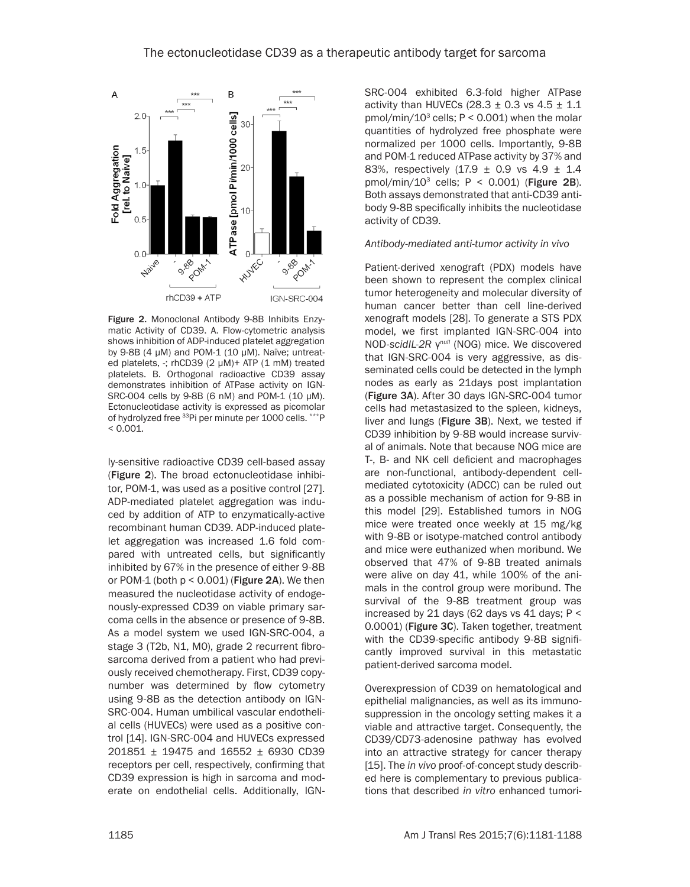Figure 2. Monoclonal Antibody 9-8B Inhibits Enzymatic Activity of CD39. A. Flow-cytometric analysis shows inhibition of ADP-induced platelet aggregation by 9-8B (4 μM) and POM-1 (10 μM). Naïve; untreated platelets, -; rhCD39 (2 μM)+ ATP (1 mM) treated platelets. B. Orthogonal radioactive CD39 assay demonstrates inhibition of ATPase activity on IGN-SRC-004 cells by 9-8B (6 nM) and POM-1 (10 μM). Ectonucleotidase activity is expressed as picomolar of hydrolyzed free $^{33}$Pi per minute per 1000 cells. ***P < 0.001.

ly-sensitive radioactive CD39 cell-based assay (**Figure 2**). The broad ectonucleotidase inhibitor, POM-1, was used as a positive control [27]. ADP-mediated platelet aggregation was induced by addition of ATP to enzymatically-active recombinant human CD39. ADP-induced platelet aggregation was increased 1.6 fold compared with untreated cells, but significantly inhibited by 67% in the presence of either 9-8B or POM-1 (both $p < 0.001$) (**Figure 2A**). We then measured the nucleotidase activity of endogenously-expressed CD39 on viable primary sarcoma cells in the absence or presence of 9-8B. As a model system we used IGN-SRC-004, a stage 3 (T2b, N1, M0), grade 2 recurrent fibrosarcoma derived from a patient who had previously received chemotherapy. First, CD39 copy-number was determined by flow cytometry using 9-8B as the detection antibody on IGN-SRC-004. Human umbilical vascular endothelial cells (HUVECs) were used as a positive control [14]. IGN-SRC-004 and HUVECs expressed 201851 ± 19475 and 16552 ± 6930 CD39 receptors per cell, respectively, confirming that CD39 expression is high in sarcoma and moderate on endothelial cells. Additionally, IGN-SRC-004 exhibited 6.3-fold higher ATPase activity than HUVECs (28.3 ± 0.3 vs 4.5 ± 1.1 pmol/min/$10^3$ cells; $P < 0.001$) when the molar quantities of hydrolyzed free phosphate were normalized per 1000 cells. Importantly, 9-8B and POM-1 reduced ATPase activity by 37% and 83%, respectively (17.9 ± 0.9 vs 4.9 ± 1.4 pmol/min/$10^3$ cells; $P < 0.001$) (**Figure 2B**). Both assays demonstrated that anti-CD39 antibody 9-8B specifically inhibits the nucleotidase activity of CD39.

### *Antibody-mediated anti-tumor activity in vivo*

Patient-derived xenograft (PDX) models have been shown to represent the complex clinical tumor heterogeneity and molecular diversity of human cancer better than cell line-derived xenograft models [28]. To generate a STS PDX model, we first implanted IGN-SRC-004 into NOD-*scidIL-2R* $\gamma^{null}$ (NOG) mice. We discovered that IGN-SRC-004 is very aggressive, as disseminated cells could be detected in the lymph nodes as early as 21days post implantation (**Figure 3A**). After 30 days IGN-SRC-004 tumor cells had metastasized to the spleen, kidneys, liver and lungs (**Figure 3B**). Next, we tested if CD39 inhibition by 9-8B would increase survival of animals. Note that because NOG mice are T-, B- and NK cell deficient and macrophages are non-functional, antibody-dependent cell-mediated cytotoxicity (ADCC) can be ruled out as a possible mechanism of action for 9-8B in this model [29]. Established tumors in NOG mice were treated once weekly at 15 mg/kg with 9-8B or isotype-matched control antibody and mice were euthanized when moribund. We observed that 47% of 9-8B treated animals were alive on day 41, while 100% of the animals in the control group were moribund. The survival of the 9-8B treatment group was increased by 21 days (62 days vs 41 days; $P < 0.0001$) (**Figure 3C**). Taken together, treatment with the CD39-specific antibody 9-8B significantly improved survival in this metastatic patient-derived sarcoma model.

Overexpression of CD39 on hematological and epithelial malignancies, as well as its immunosuppression in the oncology setting makes it a viable and attractive target. Consequently, the CD39/CD73-adenosine pathway has evolved into an attractive strategy for cancer therapy [15]. The *in vivo* proof-of-concept study described here is complementary to previous publications that described *in vitro* enhanced tumori-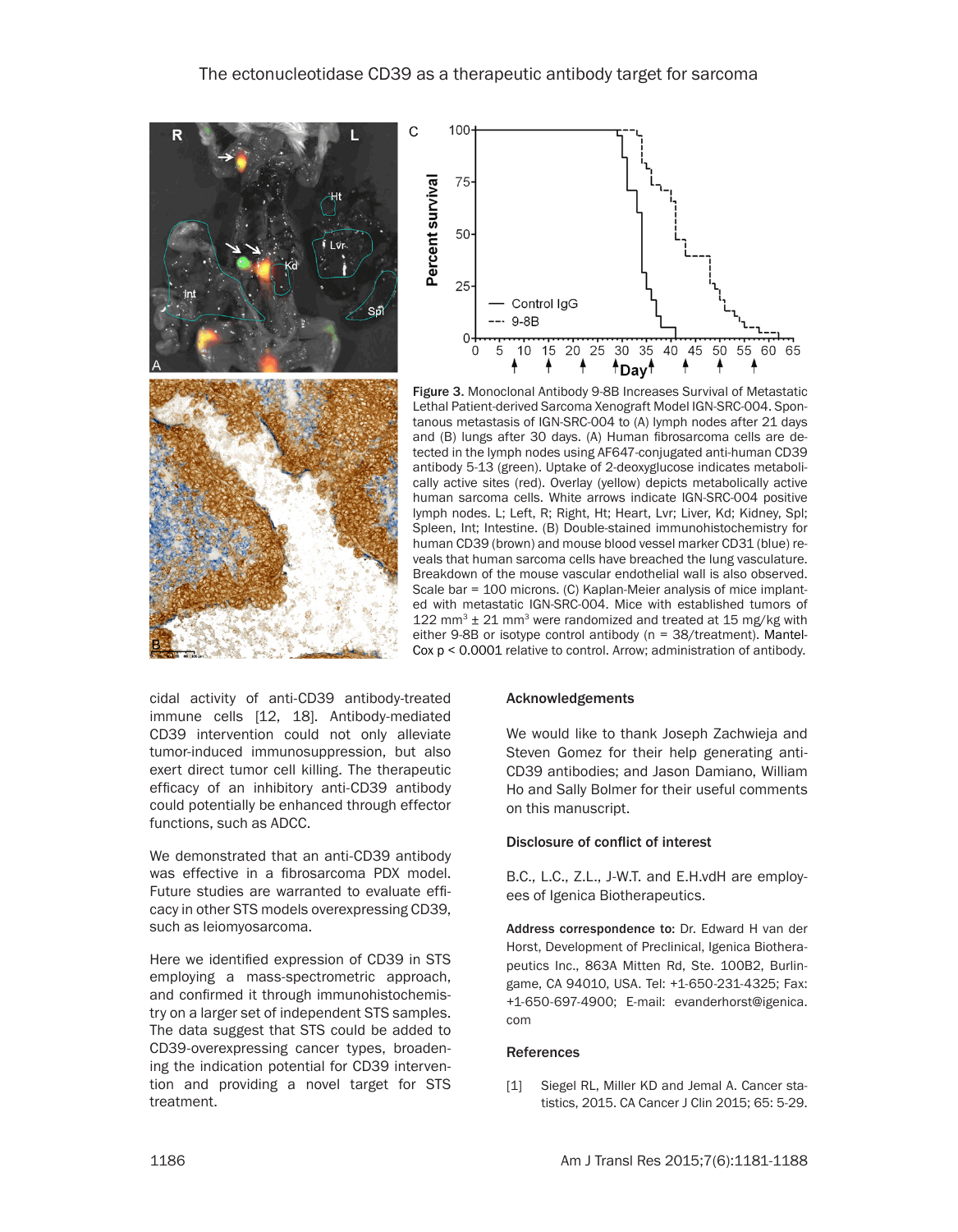Figure 3. Monoclonal Antibody 9-8B Increases Survival of Metastatic Lethal Patient-derived Sarcoma Xenograft Model IGN-SRC-004. Spontanous metastasis of IGN-SRC-004 to (A) lymph nodes after 21 days and (B) lungs after 30 days. (A) Human fibrosarcoma cells are detected in the lymph nodes using AF647-conjugated anti-human CD39 antibody 5-13 (green). Uptake of 2-deoxyglucose indicates metabolically active sites (red). Overlay (yellow) depicts metabolically active human sarcoma cells. White arrows indicate IGN-SRC-004 positive lymph nodes. L; Left, R; Right, Ht; Heart, Lvr; Liver, Kd; Kidney, Spl; Spleen, Int; Intestine. (B) Double-stained immunohistochemistry for human CD39 (brown) and mouse blood vessel marker CD31 (blue) reveals that human sarcoma cells have breached the lung vasculature. Breakdown of the mouse vascular endothelial wall is also observed. Scale bar = 100 microns. (C) Kaplan-Meier analysis of mice implanted with metastatic IGN-SRC-004. Mice with established tumors of 122 $mm^3$ ± 21 $mm^3$ were randomized and treated at 15 mg/kg with either 9-8B or isotype control antibody (n = 38/treatment). Mantel-Cox $p < 0.0001$ relative to control. Arrow; administration of antibody.

cidal activity of anti-CD39 antibody-treated immune cells [12, 18]. Antibody-mediated CD39 intervention could not only alleviate tumor-induced immunosuppression, but also exert direct tumor cell killing. The therapeutic efficacy of an inhibitory anti-CD39 antibody could potentially be enhanced through effector functions, such as ADCC.

We demonstrated that an anti-CD39 antibody was effective in a fibrosarcoma PDX model. Future studies are warranted to evaluate efficacy in other STS models overexpressing CD39, such as leiomyosarcoma.

Here we identified expression of CD39 in STS employing a mass-spectrometric approach, and confirmed it through immunohistochemistry on a larger set of independent STS samples. The data suggest that STS could be added to CD39-overexpressing cancer types, broadening the indication potential for CD39 intervention and providing a novel target for STS treatment.

## Acknowledgements

We would like to thank Joseph Zachwieja and Steven Gomez for their help generating anti-CD39 antibodies; and Jason Damiano, William Ho and Sally Bolmer for their useful comments on this manuscript.

## Disclosure of conflict of interest

B.C., L.C., Z.L., J-W.T. and E.H.vdH are employees of Igenica Biotherapeutics.

**Address correspondence to:** Dr. Edward H van der Horst, Development of Preclinical, Igenica Biotherapeutics Inc., 863A Mitten Rd, Ste. 100B2, Burlingame, CA 94010, USA. Tel: +1-650-231-4325; Fax: +1-650-697-4900; E-mail: evanderhorst@igenica.com

## References

[1] Siegel RL, Miller KD and Jemal A. Cancer statistics, 2015. CA Cancer J Clin 2015; 65: 5-29.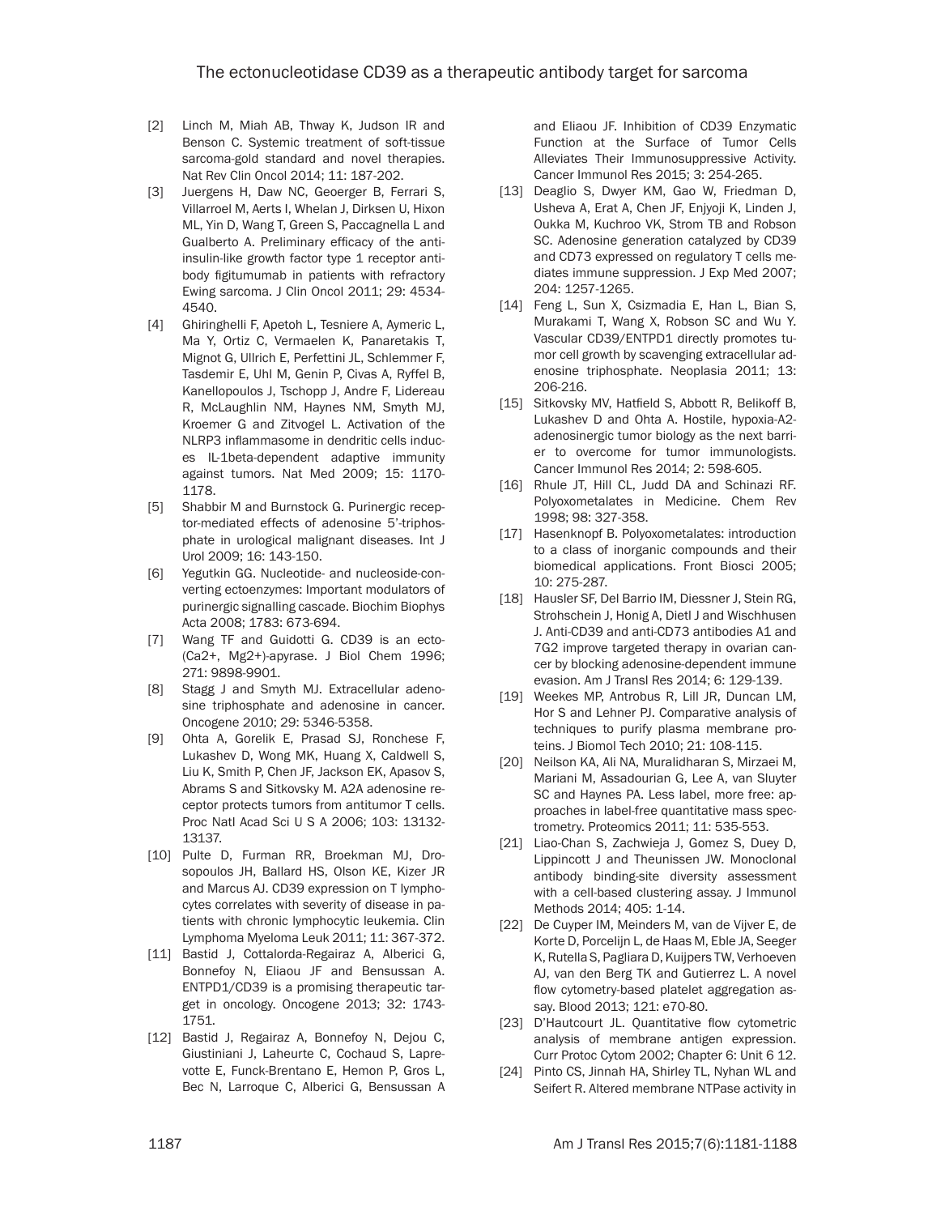[2] Linch M, Miah AB, Thway K, Judson IR and Benson C. Systemic treatment of soft-tissue sarcoma-gold standard and novel therapies. Nat Rev Clin Oncol 2014; 11: 187-202.

[3] Juergens H, Daw NC, Geoerger B, Ferrari S, Villarroel M, Aerts I, Whelan J, Dirksen U, Hixon ML, Yin D, Wang T, Green S, Paccagnella L and Gualberto A. Preliminary efficacy of the anti-insulin-like growth factor type 1 receptor antibody figitumumab in patients with refractory Ewing sarcoma. J Clin Oncol 2011; 29: 4534-4540.

[4] Ghiringhelli F, Apetoh L, Tesniere A, Aymeric L, Ma Y, Ortiz C, Vermaelen K, Panaretakis T, Mignot G, Ullrich E, Perfettini JL, Schlemmer F, Tasdemir E, Uhl M, Genin P, Civas A, Ryffel B, Kanellopoulos J, Tschopp J, Andre F, Lidereau R, McLaughlin NM, Haynes NM, Smyth MJ, Kroemer G and Zitvogel L. Activation of the NLRP3 inflammasome in dendritic cells induces IL-1beta-dependent adaptive immunity against tumors. Nat Med 2009; 15: 1170-1178.

[5] Shabbir M and Burnstock G. Purinergic receptor-mediated effects of adenosine 5'-triphosphate in urological malignant diseases. Int J Urol 2009; 16: 143-150.

[6] Yegutkin GG. Nucleotide- and nucleoside-converting ectoenzymes: Important modulators of purinergic signalling cascade. Biochim Biophys Acta 2008; 1783: 673-694.

[7] Wang TF and Guidotti G. CD39 is an ecto-(Ca2+, Mg2+)-apyrase. J Biol Chem 1996; 271: 9898-9901.

[8] Stagg J and Smyth MJ. Extracellular adenosine triphosphate and adenosine in cancer. Oncogene 2010; 29: 5346-5358.

[9] Ohta A, Gorelik E, Prasad SJ, Ronchese F, Lukashev D, Wong MK, Huang X, Caldwell S, Liu K, Smith P, Chen JF, Jackson EK, Apasov S, Abrams S and Sitkovsky M. A2A adenosine receptor protects tumors from antitumor T cells. Proc Natl Acad Sci U S A 2006; 103: 13132-13137.

[10] Pulte D, Furman RR, Broekman MJ, Drosopoulos JH, Ballard HS, Olson KE, Kizer JR and Marcus AJ. CD39 expression on T lymphocytes correlates with severity of disease in patients with chronic lymphocytic leukemia. Clin Lymphoma Myeloma Leuk 2011; 11: 367-372.

[11] Bastid J, Cottalorda-Regairaz A, Alberici G, Bonnefoy N, Eliaou JF and Bensussan A. ENTPD1/CD39 is a promising therapeutic target in oncology. Oncogene 2013; 32: 1743-1751.

[12] Bastid J, Regairaz A, Bonnefoy N, Dejou C, Giustiniani J, Laheurte C, Cochaud S, Laprevotte E, Funck-Brentano E, Hemon P, Gros L, Bec N, Larroque C, Alberici G, Bensussan A and Eliaou JF. Inhibition of CD39 Enzymatic Function at the Surface of Tumor Cells Alleviates Their Immunosuppressive Activity. Cancer Immunol Res 2015; 3: 254-265.

[13] Deaglio S, Dwyer KM, Gao W, Friedman D, Usheva A, Erat A, Chen JF, Enjyoji K, Linden J, Oukka M, Kuchroo VK, Strom TB and Robson SC. Adenosine generation catalyzed by CD39 and CD73 expressed on regulatory T cells mediates immune suppression. J Exp Med 2007; 204: 1257-1265.

[14] Feng L, Sun X, Csizmadia E, Han L, Bian S, Murakami T, Wang X, Robson SC and Wu Y. Vascular CD39/ENTPD1 directly promotes tumor cell growth by scavenging extracellular adenosine triphosphate. Neoplasia 2011; 13: 206-216.

[15] Sitkovsky MV, Hatfield S, Abbott R, Belikoff B, Lukashev D and Ohta A. Hostile, hypoxia-A2-adenosinergic tumor biology as the next barrier to overcome for tumor immunologists. Cancer Immunol Res 2014; 2: 598-605.

[16] Rhule JT, Hill CL, Judd DA and Schinazi RF. Polyoxometalates in Medicine. Chem Rev 1998; 98: 327-358.

[17] Hasenknopf B. Polyoxometalates: introduction to a class of inorganic compounds and their biomedical applications. Front Biosci 2005; 10: 275-287.

[18] Hausler SF, Del Barrio IM, Diessner J, Stein RG, Strohschein J, Honig A, Dietl J and Wischhusen J. Anti-CD39 and anti-CD73 antibodies A1 and 7G2 improve targeted therapy in ovarian cancer by blocking adenosine-dependent immune evasion. Am J Transl Res 2014; 6: 129-139.

[19] Weekes MP, Antrobus R, Lill JR, Duncan LM, Hor S and Lehner PJ. Comparative analysis of techniques to purify plasma membrane proteins. J Biomol Tech 2010; 21: 108-115.

[20] Neilson KA, Ali NA, Muralidharan S, Mirzaei M, Mariani M, Assadourian G, Lee A, van Sluyter SC and Haynes PA. Less label, more free: approaches in label-free quantitative mass spectrometry. Proteomics 2011; 11: 535-553.

[21] Liao-Chan S, Zachwieja J, Gomez S, Duey D, Lippincott J and Theunissen JW. Monoclonal antibody binding-site diversity assessment with a cell-based clustering assay. J Immunol Methods 2014; 405: 1-14.

[22] De Cuyper IM, Meinders M, van de Vijver E, de Korte D, Porcelijn L, de Haas M, Eble JA, Seeger K, Rutella S, Pagliara D, Kuijpers TW, Verhoeven AJ, van den Berg TK and Gutierrez L. A novel flow cytometry-based platelet aggregation assay. Blood 2013; 121: e70-80.

[23] D'Hautcourt JL. Quantitative flow cytometric analysis of membrane antigen expression. Curr Protoc Cytom 2002; Chapter 6: Unit 6 12.

[24] Pinto CS, Jinnah HA, Shirley TL, Nyhan WL and Seifert R. Altered membrane NTPase activity in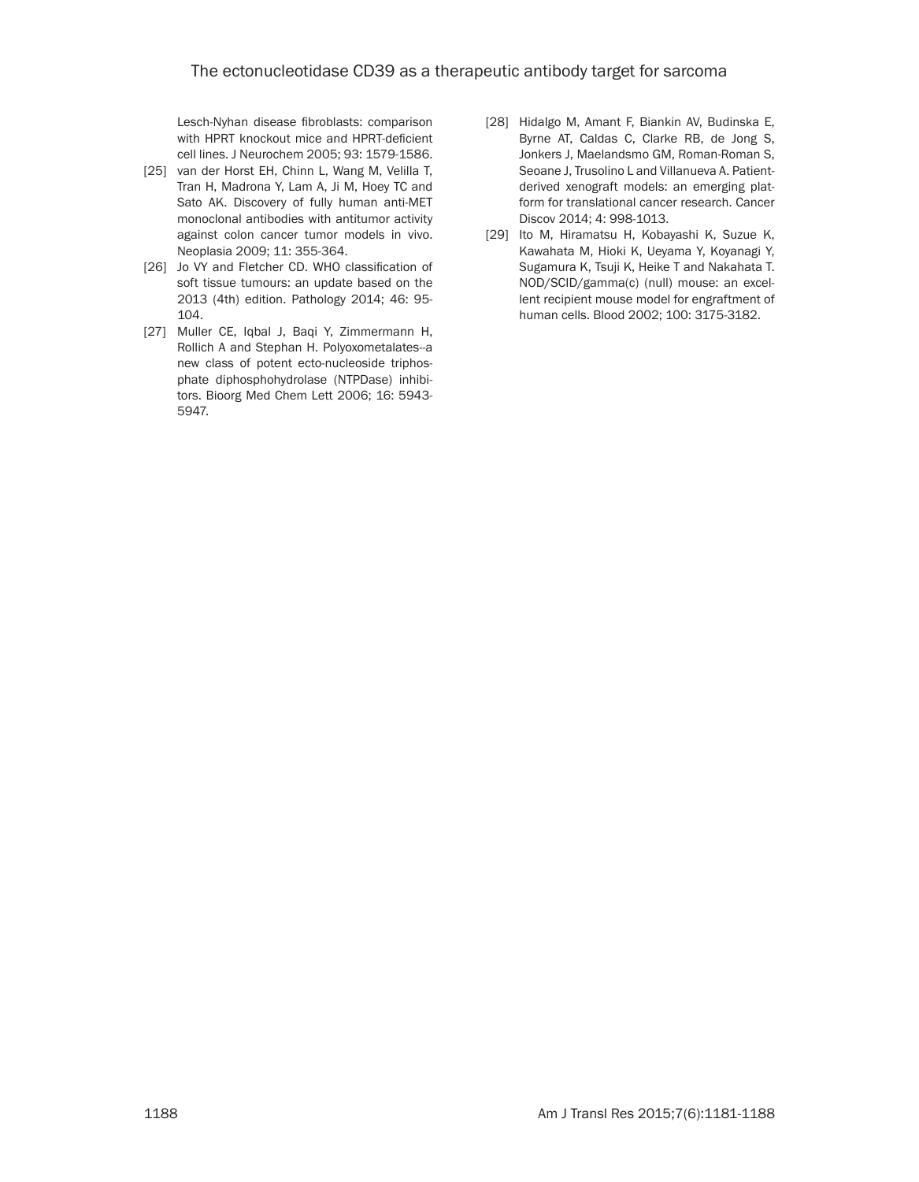Lesch-Nyhan disease fibroblasts: comparison with HPRT knockout mice and HPRT-deficient cell lines. J Neurochem 2005; 93: 1579-1586.

[25] van der Horst EH, Chinn L, Wang M, Velilla T, Tran H, Madrona Y, Lam A, Ji M, Hoey TC and Sato AK. Discovery of fully human anti-MET monoclonal antibodies with antitumor activity against colon cancer tumor models in vivo. Neoplasia 2009; 11: 355-364.

[26] Jo VY and Fletcher CD. WHO classification of soft tissue tumours: an update based on the 2013 (4th) edition. Pathology 2014; 46: 95-104.

[27] Muller CE, Iqbal J, Baqi Y, Zimmermann H, Rollich A and Stephan H. Polyoxometalates--a new class of potent ecto-nucleoside triphosphate diphosphohydrolase (NTPDase) inhibitors. Bioorg Med Chem Lett 2006; 16: 5943-5947.

[28] Hidalgo M, Amant F, Biankin AV, Budinska E, Byrne AT, Caldas C, Clarke RB, de Jong S, Jonkers J, Maelandsmo GM, Roman-Roman S, Seoane J, Trusolino L and Villanueva A. Patient-derived xenograft models: an emerging platform for translational cancer research. Cancer Discov 2014; 4: 998-1013.

[29] Ito M, Hiramatsu H, Kobayashi K, Suzue K, Kawahata M, Hioki K, Ueyama Y, Koyanagi Y, Sugamura K, Tsuji K, Heike T and Nakahata T. NOD/SCID/gamma(c) (null) mouse: an excellent recipient mouse model for engraftment of human cells. Blood 2002; 100: 3175-3182.